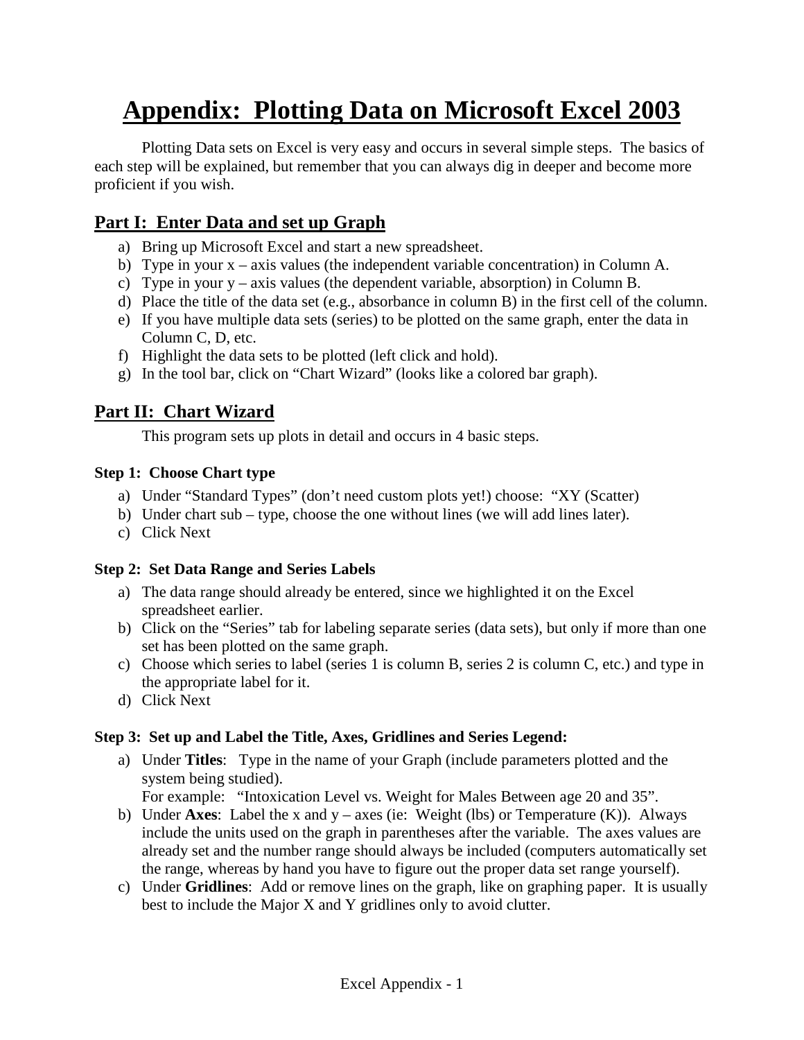# Appendix: Plotting Data on Microsoft Excel 2003

Plotting Data sets on Excel is very easy and occurs in several simple steps. The basics of each step will be explained, but remember that you can always dig in deeper and become more proficient if you wish.

## Part I: Enter Data and set up Graph

a) Bring up Microsoft Excel and start a new spreadsheet.
b) Type in your x – axis values (the independent variable concentration) in Column A.
c) Type in your y – axis values (the dependent variable, absorption) in Column B.
d) Place the title of the data set (e.g., absorbance in column B) in the first cell of the column.
e) If you have multiple data sets (series) to be plotted on the same graph, enter the data in Column C, D, etc.
f) Highlight the data sets to be plotted (left click and hold).
g) In the tool bar, click on "Chart Wizard" (looks like a colored bar graph).

## Part II: Chart Wizard

This program sets up plots in detail and occurs in 4 basic steps.

### Step 1: Choose Chart type

a) Under "Standard Types" (don't need custom plots yet!) choose: "XY (Scatter)
b) Under chart sub – type, choose the one without lines (we will add lines later).
c) Click Next

### Step 2: Set Data Range and Series Labels

a) The data range should already be entered, since we highlighted it on the Excel spreadsheet earlier.
b) Click on the "Series" tab for labeling separate series (data sets), but only if more than one set has been plotted on the same graph.
c) Choose which series to label (series 1 is column B, series 2 is column C, etc.) and type in the appropriate label for it.
d) Click Next

### Step 3: Set up and Label the Title, Axes, Gridlines and Series Legend:

a) Under **Titles**: Type in the name of your Graph (include parameters plotted and the system being studied).
   For example: "Intoxication Level vs. Weight for Males Between age 20 and 35".
b) Under **Axes**: Label the x and y – axes (ie: Weight (lbs) or Temperature (K)). Always include the units used on the graph in parentheses after the variable. The axes values are already set and the number range should always be included (computers automatically set the range, whereas by hand you have to figure out the proper data set range yourself).
c) Under **Gridlines**: Add or remove lines on the graph, like on graphing paper. It is usually best to include the Major X and Y gridlines only to avoid clutter.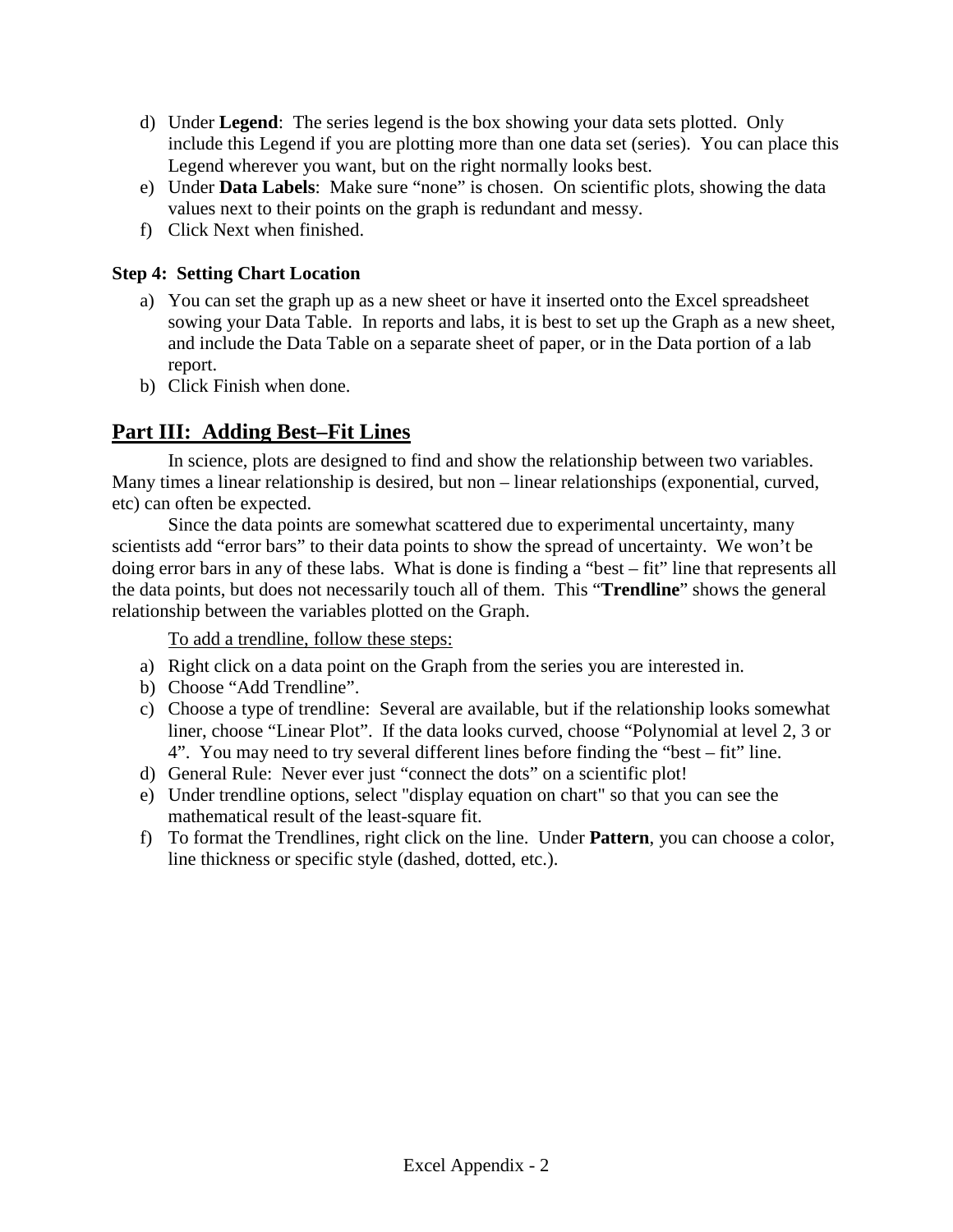d) Under **Legend**: The series legend is the box showing your data sets plotted. Only include this Legend if you are plotting more than one data set (series). You can place this Legend wherever you want, but on the right normally looks best.

e) Under **Data Labels**: Make sure "none" is chosen. On scientific plots, showing the data values next to their points on the graph is redundant and messy.

f) Click Next when finished.

### Step 4: Setting Chart Location

a) You can set the graph up as a new sheet or have it inserted onto the Excel spreadsheet sowing your Data Table. In reports and labs, it is best to set up the Graph as a new sheet, and include the Data Table on a separate sheet of paper, or in the Data portion of a lab report.

b) Click Finish when done.

## Part III: Adding Best–Fit Lines

In science, plots are designed to find and show the relationship between two variables. Many times a linear relationship is desired, but non – linear relationships (exponential, curved, etc) can often be expected.

Since the data points are somewhat scattered due to experimental uncertainty, many scientists add "error bars" to their data points to show the spread of uncertainty. We won't be doing error bars in any of these labs. What is done is finding a "best – fit" line that represents all the data points, but does not necessarily touch all of them. This "**Trendline**" shows the general relationship between the variables plotted on the Graph.

To add a trendline, follow these steps:

a) Right click on a data point on the Graph from the series you are interested in.

b) Choose "Add Trendline".

c) Choose a type of trendline: Several are available, but if the relationship looks somewhat liner, choose "Linear Plot". If the data looks curved, choose "Polynomial at level 2, 3 or 4". You may need to try several different lines before finding the "best – fit" line.

d) General Rule: Never ever just "connect the dots" on a scientific plot!

e) Under trendline options, select "display equation on chart" so that you can see the mathematical result of the least-square fit.

f) To format the Trendlines, right click on the line. Under **Pattern**, you can choose a color, line thickness or specific style (dashed, dotted, etc.).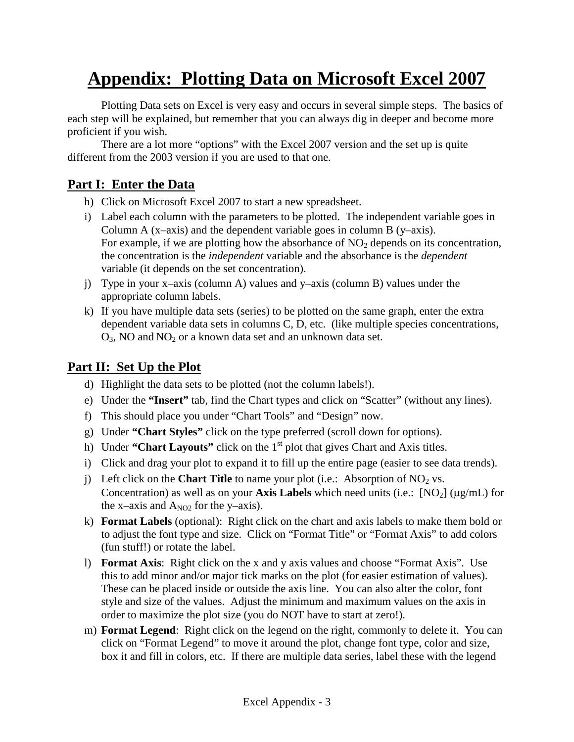# Appendix: Plotting Data on Microsoft Excel 2007

Plotting Data sets on Excel is very easy and occurs in several simple steps. The basics of each step will be explained, but remember that you can always dig in deeper and become more proficient if you wish.

There are a lot more "options" with the Excel 2007 version and the set up is quite different from the 2003 version if you are used to that one.

## Part I: Enter the Data

h) Click on Microsoft Excel 2007 to start a new spreadsheet.

i) Label each column with the parameters to be plotted. The independent variable goes in Column A (x–axis) and the dependent variable goes in column B (y–axis). For example, if we are plotting how the absorbance of $NO_2$ depends on its concentration, the concentration is the *independent* variable and the absorbance is the *dependent* variable (it depends on the set concentration).

j) Type in your x–axis (column A) values and y–axis (column B) values under the appropriate column labels.

k) If you have multiple data sets (series) to be plotted on the same graph, enter the extra dependent variable data sets in columns C, D, etc. (like multiple species concentrations, $O_3$, NO and $NO_2$ or a known data set and an unknown data set.

## Part II: Set Up the Plot

d) Highlight the data sets to be plotted (not the column labels!).

e) Under the **"Insert"** tab, find the Chart types and click on "Scatter" (without any lines).

f) This should place you under "Chart Tools" and "Design" now.

g) Under **"Chart Styles"** click on the type preferred (scroll down for options).

h) Under **"Chart Layouts"** click on the 1$^{st}$ plot that gives Chart and Axis titles.

i) Click and drag your plot to expand it to fill up the entire page (easier to see data trends).

j) Left click on the **Chart Title** to name your plot (i.e.: Absorption of $NO_2$ vs. Concentration) as well as on your **Axis Labels** which need units (i.e.: [$NO_2$] (μg/mL) for the x–axis and $A_{NO2}$ for the y–axis).

k) **Format Labels** (optional): Right click on the chart and axis labels to make them bold or to adjust the font type and size. Click on "Format Title" or "Format Axis" to add colors (fun stuff!) or rotate the label.

l) **Format Axis**: Right click on the x and y axis values and choose "Format Axis". Use this to add minor and/or major tick marks on the plot (for easier estimation of values). These can be placed inside or outside the axis line. You can also alter the color, font style and size of the values. Adjust the minimum and maximum values on the axis in order to maximize the plot size (you do NOT have to start at zero!).

m) **Format Legend**: Right click on the legend on the right, commonly to delete it. You can click on "Format Legend" to move it around the plot, change font type, color and size, box it and fill in colors, etc. If there are multiple data series, label these with the legend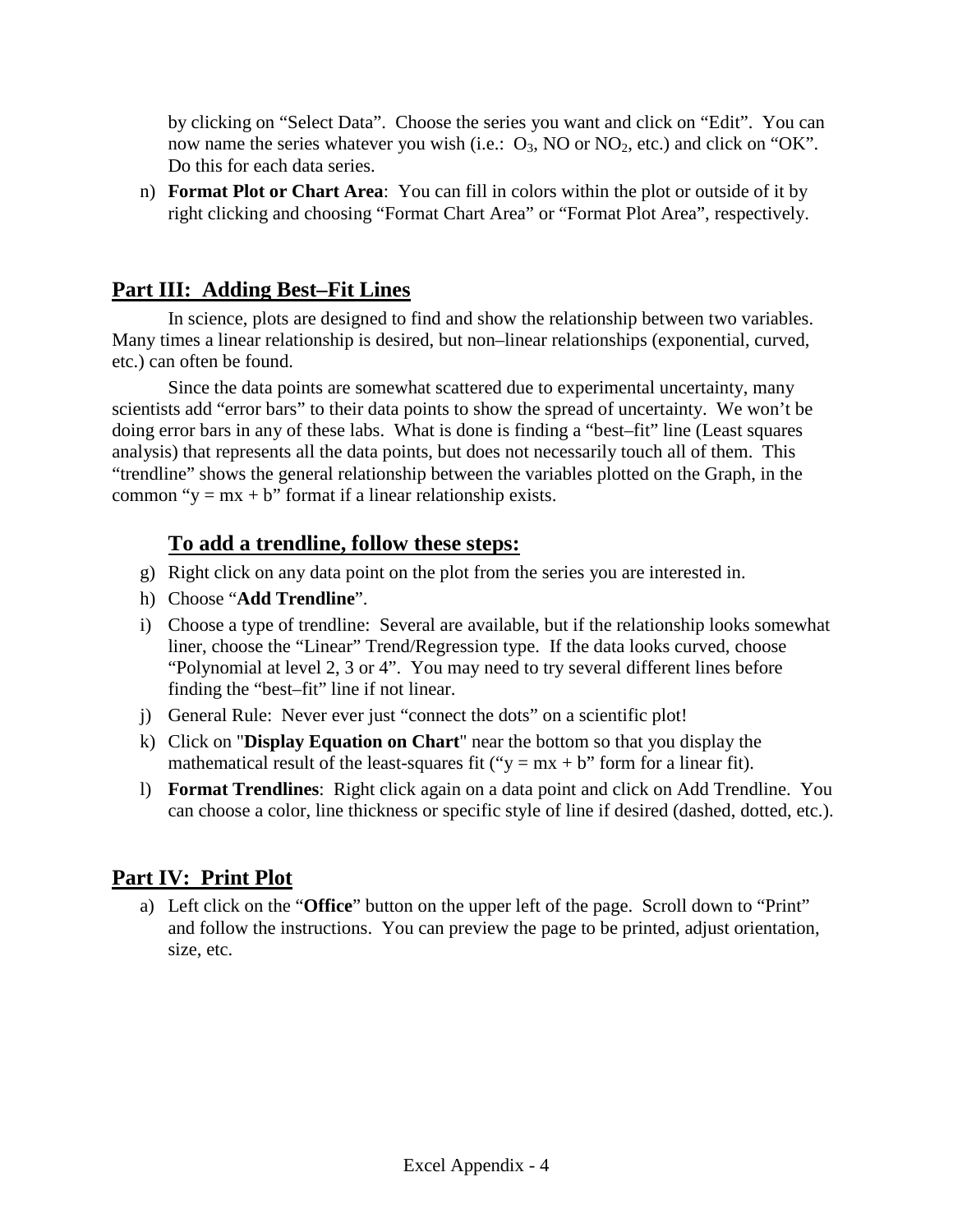by clicking on “Select Data”. Choose the series you want and click on “Edit”. You can now name the series whatever you wish (i.e.: $O_3$, NO or $NO_2$, etc.) and click on “OK”. Do this for each data series.

n) **Format Plot or Chart Area**: You can fill in colors within the plot or outside of it by right clicking and choosing “Format Chart Area” or “Format Plot Area”, respectively.

## Part III: Adding Best–Fit Lines

In science, plots are designed to find and show the relationship between two variables. Many times a linear relationship is desired, but non–linear relationships (exponential, curved, etc.) can often be found.

Since the data points are somewhat scattered due to experimental uncertainty, many scientists add “error bars” to their data points to show the spread of uncertainty. We won’t be doing error bars in any of these labs. What is done is finding a “best–fit” line (Least squares analysis) that represents all the data points, but does not necessarily touch all of them. This “trendline” shows the general relationship between the variables plotted on the Graph, in the common “$y = mx + b$” format if a linear relationship exists.

### To add a trendline, follow these steps:

g) Right click on any data point on the plot from the series you are interested in.

h) Choose “**Add Trendline**”.

i) Choose a type of trendline: Several are available, but if the relationship looks somewhat liner, choose the “Linear” Trend/Regression type. If the data looks curved, choose “Polynomial at level 2, 3 or 4”. You may need to try several different lines before finding the “best–fit” line if not linear.

j) General Rule: Never ever just “connect the dots” on a scientific plot!

k) Click on "**Display Equation on Chart**" near the bottom so that you display the mathematical result of the least-squares fit (“$y = mx + b$” form for a linear fit).

l) **Format Trendlines**: Right click again on a data point and click on Add Trendline. You can choose a color, line thickness or specific style of line if desired (dashed, dotted, etc.).

## Part IV: Print Plot

a) Left click on the “**Office**” button on the upper left of the page. Scroll down to “Print” and follow the instructions. You can preview the page to be printed, adjust orientation, size, etc.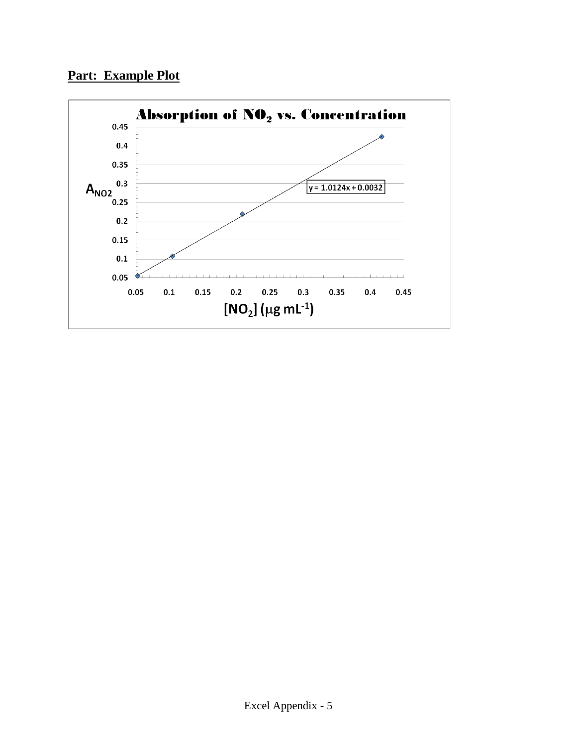## Part: Example Plot

Absorption of $NO_2$ vs. Concentration

$A_{NO2}$

0.45
0.4
0.35
0.3
0.25
0.2
0.15
0.1
0.05

y = 1.0124x + 0.0032

0.05 0.1 0.15 0.2 0.25 0.3 0.35 0.4 0.45

$[NO_2]$ ($\mu$g mL$^{-1}$)